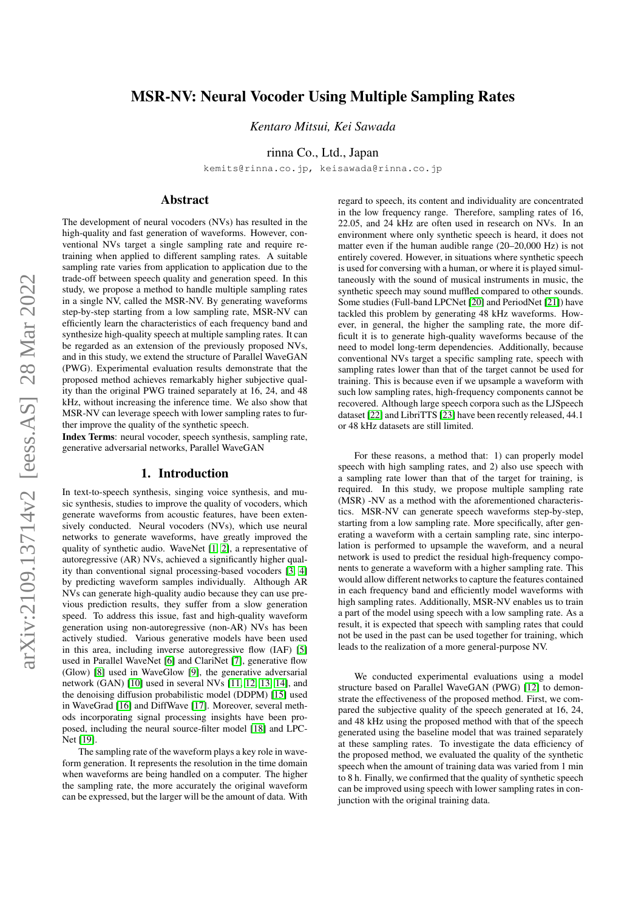# MSR-NV: Neural Vocoder Using Multiple Sampling Rates

*Kentaro Mitsui, Kei Sawada*

rinna Co., Ltd., Japan

kemits@rinna.co.jp, keisawada@rinna.co.jp

## Abstract

The development of neural vocoders (NVs) has resulted in the high-quality and fast generation of waveforms. However, conventional NVs target a single sampling rate and require retraining when applied to different sampling rates. A suitable sampling rate varies from application to application due to the trade-off between speech quality and generation speed. In this study, we propose a method to handle multiple sampling rates in a single NV, called the MSR-NV. By generating waveforms step-by-step starting from a low sampling rate, MSR-NV can efficiently learn the characteristics of each frequency band and synthesize high-quality speech at multiple sampling rates. It can be regarded as an extension of the previously proposed NVs, and in this study, we extend the structure of Parallel WaveGAN (PWG). Experimental evaluation results demonstrate that the proposed method achieves remarkably higher subjective quality than the original PWG trained separately at 16, 24, and 48 kHz, without increasing the inference time. We also show that MSR-NV can leverage speech with lower sampling rates to further improve the quality of the synthetic speech.

**Index Terms**: neural vocoder, speech synthesis, sampling rate, generative adversarial networks, Parallel WaveGAN

## 1. Introduction

In text-to-speech synthesis, singing voice synthesis, and music synthesis, studies to improve the quality of vocoders, which generate waveforms from acoustic features, have been extensively conducted. Neural vocoders (NVs), which use neural networks to generate waveforms, have greatly improved the quality of synthetic audio. WaveNet [1, 2], a representative of autoregressive (AR) NVs, achieved a significantly higher quality than conventional signal processing-based vocoders [3, 4] by predicting waveform samples individually. Although AR NVs can generate high-quality audio because they can use previous prediction results, they suffer from a slow generation speed. To address this issue, fast and high-quality waveform generation using non-autoregressive (non-AR) NVs has been actively studied. Various generative models have been used in this area, including inverse autoregressive flow (IAF) [5] used in Parallel WaveNet [6] and ClariNet [7], generative flow (Glow) [8] used in WaveGlow [9], the generative adversarial network (GAN) [10] used in several NVs [11, 12, 13, 14], and the denoising diffusion probabilistic model (DDPM) [15] used in WaveGrad [16] and DiffWave [17]. Moreover, several methods incorporating signal processing insights have been proposed, including the neural source-filter model [18] and LPCNet [19].

The sampling rate of the waveform plays a key role in waveform generation. It represents the resolution in the time domain when waveforms are being handled on a computer. The higher the sampling rate, the more accurately the original waveform can be expressed, but the larger will be the amount of data. With regard to speech, its content and individuality are concentrated in the low frequency range. Therefore, sampling rates of 16, 22.05, and 24 kHz are often used in research on NVs. In an environment where only synthetic speech is heard, it does not matter even if the human audible range (20–20,000 Hz) is not entirely covered. However, in situations where synthetic speech is used for conversing with a human, or where it is played simultaneously with the sound of musical instruments in music, the synthetic speech may sound muffled compared to other sounds. Some studies (Full-band LPCNet [20] and PeriodNet [21]) have tackled this problem by generating 48 kHz waveforms. However, in general, the higher the sampling rate, the more difficult it is to generate high-quality waveforms because of the need to model long-term dependencies. Additionally, because conventional NVs target a specific sampling rate, speech with sampling rates lower than that of the target cannot be used for training. This is because even if we upsample a waveform with such low sampling rates, high-frequency components cannot be recovered. Although large speech corpora such as the LJSpeech dataset [22] and LibriTTS [23] have been recently released, 44.1 or 48 kHz datasets are still limited.

For these reasons, a method that: 1) can properly model speech with high sampling rates, and 2) also use speech with a sampling rate lower than that of the target for training, is required. In this study, we propose multiple sampling rate (MSR) -NV as a method with the aforementioned characteristics. MSR-NV can generate speech waveforms step-by-step, starting from a low sampling rate. More specifically, after generating a waveform with a certain sampling rate, sinc interpolation is performed to upsample the waveform, and a neural network is used to predict the residual high-frequency components to generate a waveform with a higher sampling rate. This would allow different networks to capture the features contained in each frequency band and efficiently model waveforms with high sampling rates. Additionally, MSR-NV enables us to train a part of the model using speech with a low sampling rate. As a result, it is expected that speech with sampling rates that could not be used in the past can be used together for training, which leads to the realization of a more general-purpose NV.

We conducted experimental evaluations using a model structure based on Parallel WaveGAN (PWG) [12] to demonstrate the effectiveness of the proposed method. First, we compared the subjective quality of the speech generated at 16, 24, and 48 kHz using the proposed method with that of the speech generated using the baseline model that was trained separately at these sampling rates. To investigate the data efficiency of the proposed method, we evaluated the quality of the synthetic speech when the amount of training data was varied from 1 min to 8 h. Finally, we confirmed that the quality of synthetic speech can be improved using speech with lower sampling rates in conjunction with the original training data.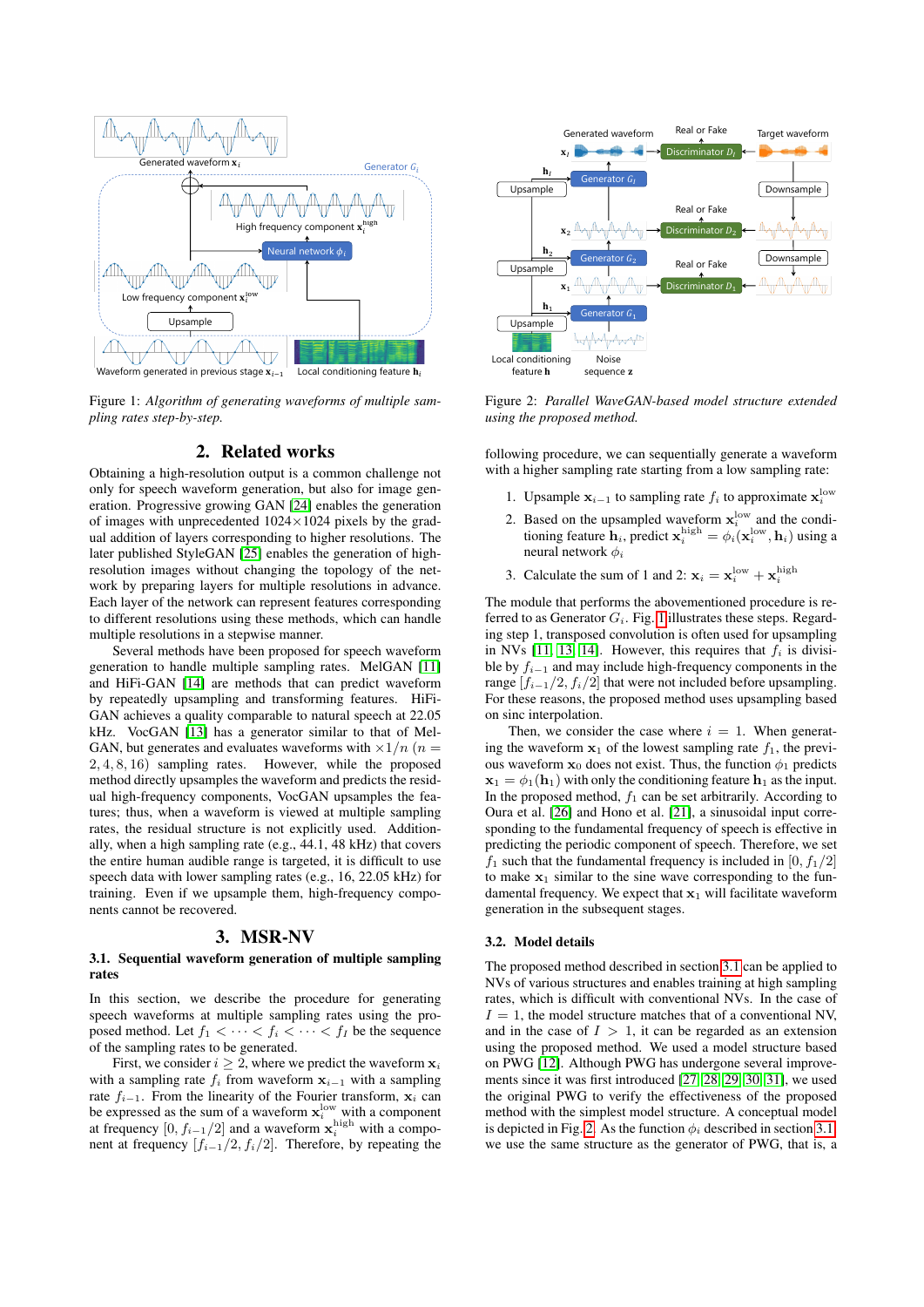Figure 1: *Algorithm of generating waveforms of multiple sampling rates step-by-step.*

Figure 2: *Parallel WaveGAN-based model structure extended using the proposed method.*

## 2. Related works

Obtaining a high-resolution output is a common challenge not only for speech waveform generation, but also for image generation. Progressive growing GAN [24] enables the generation of images with unprecedented 1024×1024 pixels by the gradual addition of layers corresponding to higher resolutions. The later published StyleGAN [25] enables the generation of high-resolution images without changing the topology of the network by preparing layers for multiple resolutions in advance. Each layer of the network can represent features corresponding to different resolutions using these methods, which can handle multiple resolutions in a stepwise manner.

Several methods have been proposed for speech waveform generation to handle multiple sampling rates. MelGAN [11] and HiFi-GAN [14] are methods that can predict waveform by repeatedly upsampling and transforming features. HiFi-GAN achieves a quality comparable to natural speech at 22.05 kHz. VocGAN [13] has a generator similar to that of MelGAN, but generates and evaluates waveforms with $\times 1/n$ ($n = 2, 4, 8, 16$) sampling rates. However, while the proposed method directly upsamples the waveform and predicts the residual high-frequency components, VocGAN upsamples the features; thus, when a waveform is viewed at multiple sampling rates, the residual structure is not explicitly used. Additionally, when a high sampling rate (e.g., 44.1, 48 kHz) that covers the entire human audible range is targeted, it is difficult to use speech data with lower sampling rates (e.g., 16, 22.05 kHz) for training. Even if we upsample them, high-frequency components cannot be recovered.

## 3. MSR-NV

### 3.1. Sequential waveform generation of multiple sampling rates

In this section, we describe the procedure for generating speech waveforms at multiple sampling rates using the proposed method. Let $f_1 < \cdots < f_i < \cdots < f_I$ be the sequence of the sampling rates to be generated.

First, we consider $i \geq 2$, where we predict the waveform $\mathbf{x}_i$ with a sampling rate $f_i$ from waveform $\mathbf{x}_{i-1}$ with a sampling rate $f_{i-1}$. From the linearity of the Fourier transform, $\mathbf{x}_i$ can be expressed as the sum of a waveform $\mathbf{x}_i^{\text{low}}$ with a component at $[0, f_{i-1}/2]$ and a waveform $\mathbf{x}_i^{\text{high}}$ with a component at frequency $[f_{i-1}/2, f_i/2]$. Therefore, by repeating the following procedure, we can sequentially generate a waveform with a higher sampling rate starting from a low sampling rate:

1. Upsample $\mathbf{x}_{i-1}$ to sampling rate $f_i$ to approximate $\mathbf{x}_i^{\text{low}}$
2. Based on the upsampled waveform $\mathbf{x}_i^{\text{low}}$ and the conditioning feature $\mathbf{h}_i$, predict $\mathbf{x}_i^{\text{high}} = \phi_i(\mathbf{x}_i^{\text{low}}, \mathbf{h}_i)$ using a neural network $\phi_i$
3. Calculate the sum of 1 and 2: $\mathbf{x}_i = \mathbf{x}_i^{\text{low}} + \mathbf{x}_i^{\text{high}}$

The module that performs the abovementioned procedure is referred to as Generator $G_i$. Fig. 1 illustrates these steps. Regarding step 1, transposed convolution is often used for upsampling in NVs [11, 13, 14]. However, this requires that $f_i$ is divisible by $f_{i-1}$ and may include high-frequency components in the range $[f_{i-1}/2, f_i/2]$ that were not included before upsampling. For these reasons, the proposed method uses upsampling based on sinc interpolation.

Then, we consider the case where $i = 1$. When generating the waveform $\mathbf{x}_1$ of the lowest sampling rate $f_1$, the previous waveform $\mathbf{x}_0$ does not exist. Thus, the function $\phi_1$ predicts $\mathbf{x}_1 = \phi_1(\mathbf{h}_1)$ with only the conditioning feature $\mathbf{h}_1$ as the input. In the proposed method, $f_1$ can be set arbitrarily. According to Oura et al. [26] and Hono et al. [21], a sinusoidal input corresponding to the fundamental frequency of speech is effective in predicting the periodic component of speech. Therefore, we set $f_1$ such that the fundamental frequency is included in $[0, f_1/2]$ to make $\mathbf{x}_1$ similar to the sine wave corresponding to the fundamental frequency. We expect that $\mathbf{x}_1$ will facilitate waveform generation in the subsequent stages.

### 3.2. Model details

The proposed method described in section 3.1 can be applied to NVs of various structures and enables training at high sampling rates, which is difficult with conventional NVs. In the case of $I = 1$, the model structure matches that of a conventional NV, and in the case of $I > 1$, it can be regarded as an extension using the proposed method. We used a model structure based on PWG [12]. Although PWG has undergone several improvements since it was first introduced [27, 28, 29, 30, 31], we used the original PWG to verify the effectiveness of the proposed method with the simplest model structure. A conceptual model is depicted in Fig. 2. As the function $\phi_i$ described in section 3.1, we use the same structure as the generator of PWG, that is, a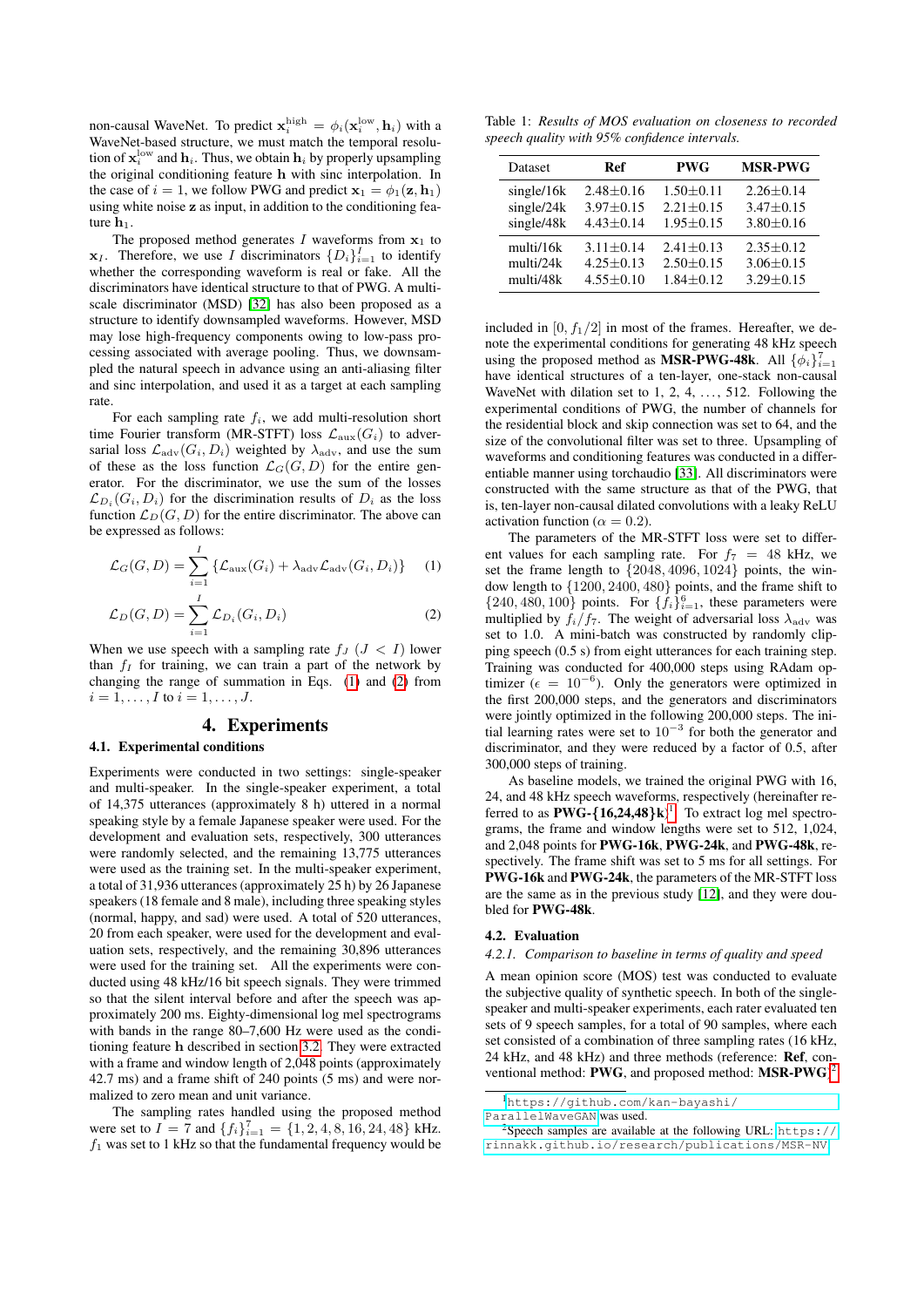non-causal WaveNet. To predict $\mathbf{x}_i^{\text{high}} = \phi_i(\mathbf{x}_i^{\text{low}}, \mathbf{h}_i)$ with a WaveNet-based structure, we must match the temporal resolution of $\mathbf{x}_i^{\text{low}}$ and $\mathbf{h}_i$. Thus, we obtain $\mathbf{h}_i$ by properly upsampling the original conditioning feature $\mathbf{h}$ with sinc interpolation. In the case of $i = 1$, we follow PWG and predict $\mathbf{x}_1 = \phi_1(\mathbf{z}, \mathbf{h}_1)$ using white noise $\mathbf{z}$ as input, in addition to the conditioning feature $\mathbf{h}_1$.

The proposed method generates $I$ waveforms from $\mathbf{x}_1$ to $\mathbf{x}_I$. Therefore, we use $I$ discriminators $\{D_i\}_{i=1}^{I}$ to identify whether the corresponding waveform is real or fake. All the discriminators have identical structure to that of PWG. A multi-scale discriminator (MSD) [32] has also been proposed as a structure to identify downsampled waveforms. However, MSD may lose high-frequency components owing to low-pass processing associated with average pooling. Thus, we downsampled the natural speech in advance using an anti-aliasing filter and sinc interpolation, and used it as a target at each sampling rate.

For each sampling rate $f_i$, we add multi-resolution short time Fourier transform (MR-STFT) loss $\mathcal{L}_{\text{aux}}(G_i)$ to adversarial loss $\mathcal{L}_{\text{adv}}(G_i, D_i)$ weighted by $\lambda_{\text{adv}}$, and use the sum of these as the loss function $\mathcal{L}_G(G, D)$ for the entire generator. For the discriminator, we use the sum of the losses $\mathcal{L}_{D_i}(G_i, D_i)$ for the discrimination results of $D_i$ as the loss function $\mathcal{L}_D(G, D)$ for the entire discriminator. The above can be expressed as follows:

$$\mathcal{L}_G(G, D) = \sum_{i=1}^{I} \{\mathcal{L}_{\text{aux}}(G_i) + \lambda_{\text{adv}} \mathcal{L}_{\text{adv}}(G_i, D_i)\} \quad (1)$$

$$\mathcal{L}_D(G, D) = \sum_{i=1}^{I} \mathcal{L}_{D_i}(G_i, D_i) \quad (2)$$

When we use speech with a sampling rate $f_J$ $(J < I)$ lower than $f_I$ for training, we can train a part of the network by changing the range of summation in Eqs. (1) and (2) from $i = 1, \ldots, I$ to $i = 1, \ldots, J$.

# 4. Experiments

## 4.1. Experimental conditions

Experiments were conducted in two settings: single-speaker and multi-speaker. In the single-speaker experiment, a total of 14,375 utterances (approximately 8 h) uttered in a normal speaking style by a female Japanese speaker were used. For the development and evaluation sets, respectively, 300 utterances were randomly selected, and the remaining 13,775 utterances were used as the training set. In the multi-speaker experiment, a total of 31,936 utterances (approximately 25 h) by 26 Japanese speakers (18 female and 8 male), including three speaking styles (normal, happy, and sad) were used. A total of 520 utterances, 20 from each speaker, were used for the development and evaluation sets, respectively, and the remaining 30,896 utterances were used for the training set. All the experiments were conducted using 48 kHz/16 bit speech signals. They were trimmed so that the silent interval before and after the speech was approximately 200 ms. Eighty-dimensional log mel spectrograms with bands in the range 80–7,600 Hz were used as the conditioning feature $\mathbf{h}$ described in section 3.2. They were extracted with a frame and window length of 2,048 points (approximately 42.7 ms) and a frame shift of 240 points (5 ms) and were normalized to zero mean and unit variance.

The sampling rates handled using the proposed method were set to $I = 7$ and $\{f_i\}_{i=1}^{7} = \{1, 2, 4, 8, 16, 24, 48\}$ kHz. $f_1$ was set to 1 kHz so that the fundamental frequency would be included in $[0, f_1/2]$ in most of the frames. Hereafter, we denote the experimental conditions for generating 48 kHz speech using the proposed method as **MSR-PWG-48k**. All $\{\phi_i\}_{i=1}^{7}$ have identical structures of a ten-layer, one-stack non-causal WaveNet with dilation set to 1, 2, 4, …, 512. Following the experimental conditions of PWG, the number of channels for the residential block and skip connection was set to 64, and the size of the convolutional filter was set to three. Upsampling of waveforms and conditioning features was conducted in a differentiable manner using torchaudio [33]. All discriminators were constructed with the same structure as that of the PWG, that is, ten-layer non-causal dilated convolutions with a leaky ReLU activation function ($\alpha = 0.2$).

The parameters of the MR-STFT loss were set to different values for each sampling rate. For $f_7 = 48$ kHz, we set the frame length to $\{2048, 4096, 1024\}$ points, the window length to $\{1200, 2400, 480\}$ points, and the frame shift to $\{240, 480, 100\}$ points. For $\{f_i\}_{i=1}^{6}$, these parameters were multiplied by $f_i/f_7$. The weight of adversarial loss $\lambda_{\text{adv}}$ was set to 1.0. A mini-batch was constructed by randomly clipping speech (0.5 s) from eight utterances for each training step. Training was conducted for 400,000 steps using RAdam optimizer ($\epsilon = 10^{-6}$). Only the generators were optimized in the first 200,000 steps, and the generators and discriminators were jointly optimized in the following 200,000 steps. The initial learning rates were set to $10^{-3}$ for both the generator and discriminator, and they were reduced by a factor of 0.5, after 300,000 steps of training.

As baseline models, we trained the original PWG with 16, 24, and 48 kHz speech waveforms, respectively (hereinafter referred to as **PWG-{16,24,48}k**[1]. To extract log mel spectrograms, the frame and window lengths were set to 512, 1,024, and 2,048 points for **PWG-16k**, **PWG-24k**, and **PWG-48k**, respectively. The frame shift was set to 5 ms for all settings. For **PWG-16k** and **PWG-24k**, the parameters of the MR-STFT loss are the same as in the previous study [12], and they were doubled for **PWG-48k**.

## 4.2. Evaluation

### 4.2.1. Comparison to baseline in terms of quality and speed

A mean opinion score (MOS) test was conducted to evaluate the subjective quality of synthetic speech. In both of the single-speaker and multi-speaker experiments, each rater evaluated ten sets of 9 speech samples, for a total of 90 samples, where each set consisted of a combination of three sampling rates (16 kHz, 24 kHz, and 48 kHz) and three methods (reference: **Ref**, conventional method: **PWG**, and proposed method: **MSR-PWG**.[2]

Table 1: *Results of MOS evaluation on closeness to recorded speech quality with 95% confidence intervals.*

| Dataset | Ref | PWG | MSR-PWG |
|---|---|---|---|
| single/16k | 2.48±0.16 | 1.50±0.11 | 2.26±0.14 |
| single/24k | 3.97±0.15 | 2.21±0.15 | 3.47±0.15 |
| single/48k | 4.43±0.14 | 1.95±0.15 | 3.80±0.16 |
| multi/16k | 3.11±0.14 | 2.41±0.13 | 2.35±0.12 |
| multi/24k | 4.25±0.13 | 2.50±0.15 | 3.06±0.15 |
| multi/48k | 4.55±0.10 | 1.84±0.12 | 3.29±0.15 |

[1] https://github.com/kan-bayashi/ParallelWaveGAN was used.

[2] Speech samples are available at the following URL: https://rinnakk.github.io/research/publications/MSR-NV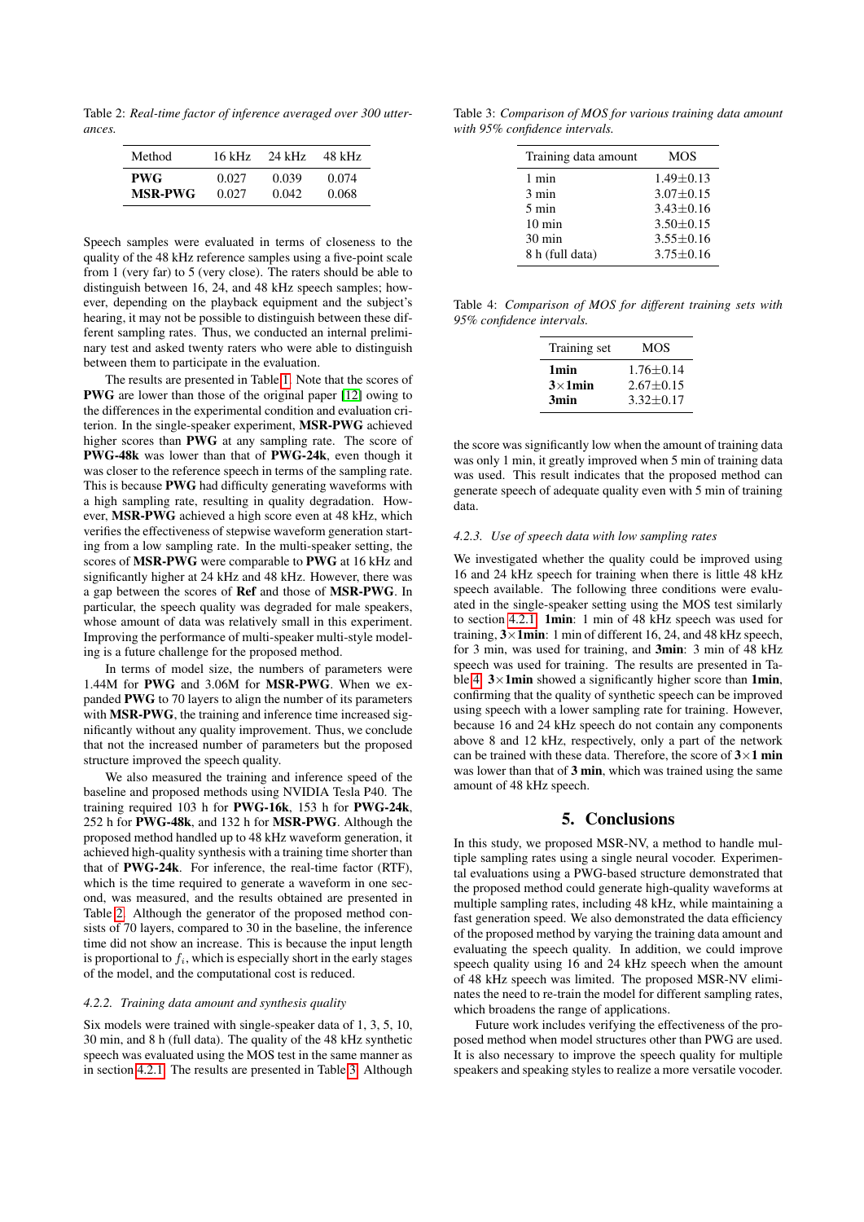Table 2: *Real-time factor of inference averaged over 300 utterances.*

| Method | 16 kHz | 24 kHz | 48 kHz |
|---|---|---|---|
| **PWG** | 0.027 | 0.039 | 0.074 |
| **MSR-PWG** | 0.027 | 0.042 | 0.068 |

Speech samples were evaluated in terms of closeness to the quality of the 48 kHz reference samples using a five-point scale from 1 (very far) to 5 (very close). The raters should be able to distinguish between 16, 24, and 48 kHz speech samples; however, depending on the playback equipment and the subject's hearing, it may not be possible to distinguish between these different sampling rates. Thus, we conducted an internal preliminary test and asked twenty raters who were able to distinguish between them to participate in the evaluation.

The results are presented in Table 1. Note that the scores of **PWG** are lower than those of the original paper [12] owing to the differences in the experimental condition and evaluation criterion. In the single-speaker experiment, **MSR-PWG** achieved higher scores than **PWG** at any sampling rate. The score of **PWG-48k** was lower than that of **PWG-24k**, even though it was closer to the reference speech in terms of the sampling rate. This is because **PWG** had difficulty generating waveforms with a high sampling rate, resulting in quality degradation. However, **MSR-PWG** achieved a high score even at 48 kHz, which verifies the effectiveness of stepwise waveform generation starting from a low sampling rate. In the multi-speaker setting, the scores of **MSR-PWG** were comparable to **PWG** at 16 kHz and significantly higher at 24 kHz and 48 kHz. However, there was a gap between the scores of **Ref** and those of **MSR-PWG**. In particular, the speech quality was degraded for male speakers, whose amount of data was relatively small in this experiment. Improving the performance of multi-speaker multi-style modeling is a future challenge for the proposed method.

In terms of model size, the numbers of parameters were 1.44M for **PWG** and 3.06M for **MSR-PWG**. When we expanded **PWG** to 70 layers to align the number of its parameters with **MSR-PWG**, the training and inference time increased significantly without any quality improvement. Thus, we conclude that not the increased number of parameters but the proposed structure improved the speech quality.

We also measured the training and inference speed of the baseline and proposed methods using NVIDIA Tesla P40. The training required 103 h for **PWG-16k**, 153 h for **PWG-24k**, 252 h for **PWG-48k**, and 132 h for **MSR-PWG**. Although the proposed method handled up to 48 kHz waveform generation, it achieved high-quality synthesis with a training time shorter than that of **PWG-24k**. For inference, the real-time factor (RTF), which is the time required to generate a waveform in one second, was measured, and the results obtained are presented in Table 2. Although the generator of the proposed method consists of 70 layers, compared to 30 in the baseline, the inference time did not show an increase. This is because the input length is proportional to $f_i$, which is especially short in the early stages of the model, and the computational cost is reduced.

#### 4.2.2. Training data amount and synthesis quality

Six models were trained with single-speaker data of 1, 3, 5, 10, 30 min, and 8 h (full data). The quality of the 48 kHz synthetic speech was evaluated using the MOS test in the same manner as in section 4.2.1. The results are presented in Table 3. Although the score was significantly low when the amount of training data was only 1 min, it greatly improved when 5 min of training data was used. This result indicates that the proposed method can generate speech of adequate quality even with 5 min of training data.

Table 3: *Comparison of MOS for various training data amount with 95% confidence intervals.*

| Training data amount | MOS |
|---|---|
| 1 min | 1.49±0.13 |
| 3 min | 3.07±0.15 |
| 5 min | 3.43±0.16 |
| 10 min | 3.50±0.15 |
| 30 min | 3.55±0.16 |
| 8 h (full data) | 3.75±0.16 |

Table 4: *Comparison of MOS for different training sets with 95% confidence intervals.*

| Training set | MOS |
|---|---|
| **1min** | 1.76±0.14 |
| **3×1min** | 2.67±0.15 |
| **3min** | 3.32±0.17 |

#### 4.2.3. Use of speech data with low sampling rates

We investigated whether the quality could be improved using 16 and 24 kHz speech for training when there is little 48 kHz speech available. The following three conditions were evaluated in the single-speaker setting using the MOS test similarly to section 4.2.1. **1min**: 1 min of 48 kHz speech was used for training, **3×1min**: 1 min of different 16, 24, and 48 kHz speech, for 3 min, was used for training, and **3min**: 3 min of 48 kHz speech was used for training. The results are presented in Table 4. **3×1min** showed a significantly higher score than **1min**, confirming that the quality of synthetic speech can be improved using speech with a lower sampling rate for training. However, because 16 and 24 kHz speech do not contain any components above 8 and 12 kHz, respectively, only a part of the network can be trained with these data. Therefore, the score of **3×1 min** was lower than that of **3 min**, which was trained using the same amount of 48 kHz speech.

## 5. Conclusions

In this study, we proposed MSR-NV, a method to handle multiple sampling rates using a single neural vocoder. Experimental evaluations using a PWG-based structure demonstrated that the proposed method could generate high-quality waveforms at multiple sampling rates, including 48 kHz, while maintaining a fast generation speed. We also demonstrated the data efficiency of the proposed method by varying the training data amount and evaluating the speech quality. In addition, we could improve speech quality using 16 and 24 kHz speech when the amount of 48 kHz speech was limited. The proposed MSR-NV eliminates the need to re-train the model for different sampling rates, which broadens the range of applications.

Future work includes verifying the effectiveness of the proposed method when model structures other than PWG are used. It is also necessary to improve the speech quality for multiple speakers and speaking styles to realize a more versatile vocoder.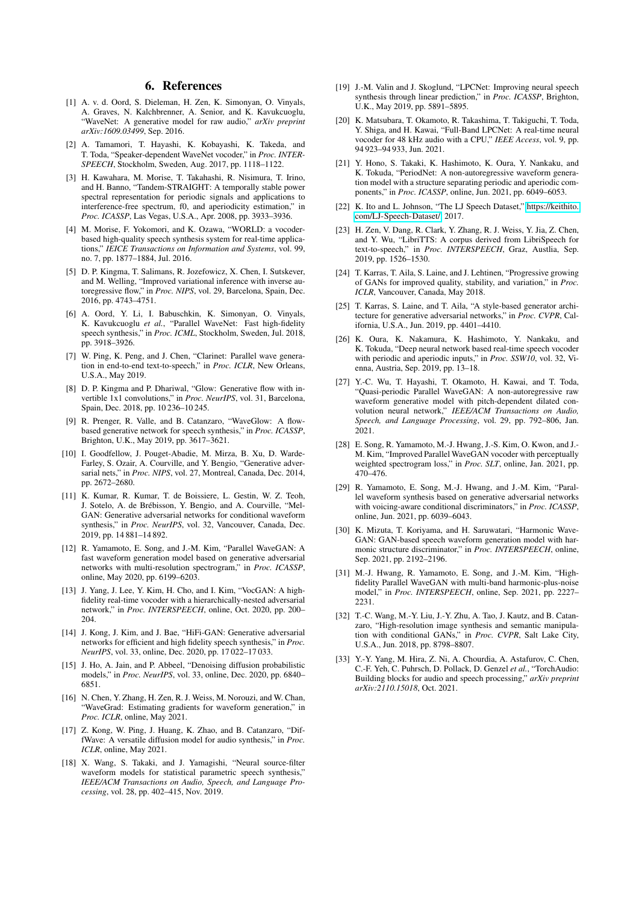## 6. References

[1] A. v. d. Oord, S. Dieleman, H. Zen, K. Simonyan, O. Vinyals, A. Graves, N. Kalchbrenner, A. Senior, and K. Kavukcuoglu, "WaveNet: A generative model for raw audio," *arXiv preprint arXiv:1609.03499*, Sep. 2016.

[2] A. Tamamori, T. Hayashi, K. Kobayashi, K. Takeda, and T. Toda, "Speaker-dependent WaveNet vocoder," in *Proc. INTERSPEECH*, Stockholm, Sweden, Aug. 2017, pp. 1118–1122.

[3] H. Kawahara, M. Morise, T. Takahashi, R. Nisimura, T. Irino, and H. Banno, "Tandem-STRAIGHT: A temporally stable power spectral representation for periodic signals and applications to interference-free spectrum, f0, and aperiodicity estimation," in *Proc. ICASSP*, Las Vegas, U.S.A., Apr. 2008, pp. 3933–3936.

[4] M. Morise, F. Yokomori, and K. Ozawa, "WORLD: a vocoder-based high-quality speech synthesis system for real-time applications," *IEICE Transactions on Information and Systems*, vol. 99, no. 7, pp. 1877–1884, Jul. 2016.

[5] D. P. Kingma, T. Salimans, R. Jozefowicz, X. Chen, I. Sutskever, and M. Welling, "Improved variational inference with inverse autoregressive flow," in *Proc. NIPS*, vol. 29, Barcelona, Spain, Dec. 2016, pp. 4743–4751.

[6] A. Oord, Y. Li, I. Babuschkin, K. Simonyan, O. Vinyals, K. Kavukcuoglu *et al.*, "Parallel WaveNet: Fast high-fidelity speech synthesis," in *Proc. ICML*, Stockholm, Sweden, Jul. 2018, pp. 3918–3926.

[7] W. Ping, K. Peng, and J. Chen, "Clarinet: Parallel wave generation in end-to-end text-to-speech," in *Proc. ICLR*, New Orleans, U.S.A., May 2019.

[8] D. P. Kingma and P. Dhariwal, "Glow: Generative flow with invertible 1x1 convolutions," in *Proc. NeurIPS*, vol. 31, Barcelona, Spain, Dec. 2018, pp. 10 236–10 245.

[9] R. Prenger, R. Valle, and B. Catanzaro, "WaveGlow: A flow-based generative network for speech synthesis," in *Proc. ICASSP*, Brighton, U.K., May 2019, pp. 3617–3621.

[10] I. Goodfellow, J. Pouget-Abadie, M. Mirza, B. Xu, D. Warde-Farley, S. Ozair, A. Courville, and Y. Bengio, "Generative adversarial nets," in *Proc. NIPS*, vol. 27, Montreal, Canada, Dec. 2014, pp. 2672–2680.

[11] K. Kumar, R. Kumar, T. de Boissiere, L. Gestin, W. Z. Teoh, J. Sotelo, A. de Brébisson, Y. Bengio, and A. Courville, "MelGAN: Generative adversarial networks for conditional waveform synthesis," in *Proc. NeurIPS*, vol. 32, Vancouver, Canada, Dec. 2019, pp. 14 881–14 892.

[12] R. Yamamoto, E. Song, and J.-M. Kim, "Parallel WaveGAN: A fast waveform generation model based on generative adversarial networks with multi-resolution spectrogram," in *Proc. ICASSP*, online, May 2020, pp. 6199–6203.

[13] J. Yang, J. Lee, Y. Kim, H. Cho, and I. Kim, "VocGAN: A high-fidelity real-time vocoder with a hierarchically-nested adversarial network," in *Proc. INTERSPEECH*, online, Oct. 2020, pp. 200–204.

[14] J. Kong, J. Kim, and J. Bae, "HiFi-GAN: Generative adversarial networks for efficient and high fidelity speech synthesis," in *Proc. NeurIPS*, vol. 33, online, Dec. 2020, pp. 17 022–17 033.

[15] J. Ho, A. Jain, and P. Abbeel, "Denoising diffusion probabilistic models," in *Proc. NeurIPS*, vol. 33, online, Dec. 2020, pp. 6840–6851.

[16] N. Chen, Y. Zhang, H. Zen, R. J. Weiss, M. Norouzi, and W. Chan, "WaveGrad: Estimating gradients for waveform generation," in *Proc. ICLR*, online, May 2021.

[17] Z. Kong, W. Ping, J. Huang, K. Zhao, and B. Catanzaro, "DiffWave: A versatile diffusion model for audio synthesis," in *Proc. ICLR*, online, May 2021.

[18] X. Wang, S. Takaki, and J. Yamagishi, "Neural source-filter waveform models for statistical parametric speech synthesis," *IEEE/ACM Transactions on Audio, Speech, and Language Processing*, vol. 28, pp. 402–415, Nov. 2019.

[19] J.-M. Valin and J. Skoglund, "LPCNet: Improving neural speech synthesis through linear prediction," in *Proc. ICASSP*, Brighton, U.K., May 2019, pp. 5891–5895.

[20] K. Matsubara, T. Okamoto, R. Takashima, T. Takiguchi, T. Toda, Y. Shiga, and H. Kawai, "Full-Band LPCNet: A real-time neural vocoder for 48 kHz audio with a CPU," *IEEE Access*, vol. 9, pp. 94 923–94 933, Jun. 2021.

[21] Y. Hono, S. Takaki, K. Hashimoto, K. Oura, Y. Nankaku, and K. Tokuda, "PeriodNet: A non-autoregressive waveform generation model with a structure separating periodic and aperiodic components," in *Proc. ICASSP*, online, Jun. 2021, pp. 6049–6053.

[22] K. Ito and L. Johnson, "The LJ Speech Dataset," https://keithito.com/LJ-Speech-Dataset/, 2017.

[23] H. Zen, V. Dang, R. Clark, Y. Zhang, R. J. Weiss, Y. Jia, Z. Chen, and Y. Wu, "LibriTTS: A corpus derived from LibriSpeech for text-to-speech," in *Proc. INTERSPEECH*, Graz, Austlia, Sep. 2019, pp. 1526–1530.

[24] T. Karras, T. Aila, S. Laine, and J. Lehtinen, "Progressive growing of GANs for improved quality, stability, and variation," in *Proc. ICLR*, Vancouver, Canada, May 2018.

[25] T. Karras, S. Laine, and T. Aila, "A style-based generator architecture for generative adversarial networks," in *Proc. CVPR*, California, U.S.A., Jun. 2019, pp. 4401–4410.

[26] K. Oura, K. Nakamura, K. Hashimoto, Y. Nankaku, and K. Tokuda, "Deep neural network based real-time speech vocoder with periodic and aperiodic inputs," in *Proc. SSW10*, vol. 32, Vienna, Austria, Sep. 2019, pp. 13–18.

[27] Y.-C. Wu, T. Hayashi, T. Okamoto, H. Kawai, and T. Toda, "Quasi-periodic Parallel WaveGAN: A non-autoregressive raw waveform generative model with pitch-dependent dilated convolution neural network," *IEEE/ACM Transactions on Audio, Speech, and Language Processing*, vol. 29, pp. 792–806, Jan. 2021.

[28] E. Song, R. Yamamoto, M.-J. Hwang, J.-S. Kim, O. Kwon, and J.-M. Kim, "Improved Parallel WaveGAN vocoder with perceptually weighted spectrogram loss," in *Proc. SLT*, online, Jan. 2021, pp. 470–476.

[29] R. Yamamoto, E. Song, M.-J. Hwang, and J.-M. Kim, "Parallel waveform synthesis based on generative adversarial networks with voicing-aware conditional discriminators," in *Proc. ICASSP*, online, Jun. 2021, pp. 6039–6043.

[30] K. Mizuta, T. Koriyama, and H. Saruwatari, "Harmonic WaveGAN: GAN-based speech waveform generation model with harmonic structure discriminator," in *Proc. INTERSPEECH*, online, Sep. 2021, pp. 2192–2196.

[31] M.-J. Hwang, R. Yamamoto, E. Song, and J.-M. Kim, "High-fidelity Parallel WaveGAN with multi-band harmonic-plus-noise model," in *Proc. INTERSPEECH*, online, Sep. 2021, pp. 2227–2231.

[32] T.-C. Wang, M.-Y. Liu, J.-Y. Zhu, A. Tao, J. Kautz, and B. Catanzaro, "High-resolution image synthesis and semantic manipulation with conditional GANs," in *Proc. CVPR*, Salt Lake City, U.S.A., Jun. 2018, pp. 8798–8807.

[33] Y.-Y. Yang, M. Hira, Z. Ni, A. Chourdia, A. Astafurov, C. Chen, C.-F. Yeh, C. Puhrsch, D. Pollack, D. Genzel *et al.*, "TorchAudio: Building blocks for audio and speech processing," *arXiv preprint arXiv:2110.15018*, Oct. 2021.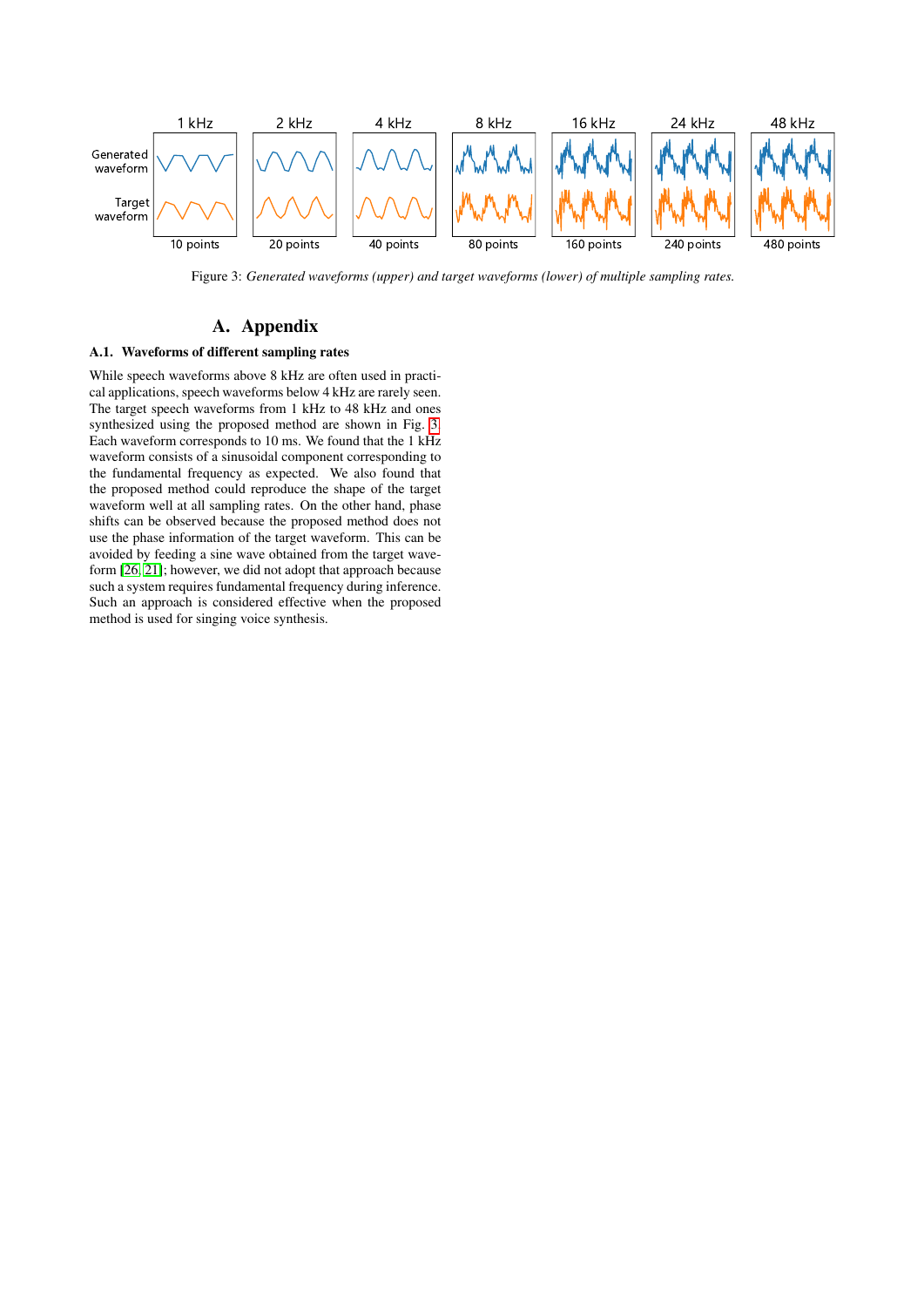1 kHz
2 kHz
4 kHz
8 kHz
16 kHz
24 kHz
48 kHz

Generated waveform

Target waveform

10 points
20 points
40 points
80 points
160 points
240 points
480 points

Figure 3: *Generated waveforms (upper) and target waveforms (lower) of multiple sampling rates.*

# A. Appendix

### A.1. Waveforms of different sampling rates

While speech waveforms above 8 kHz are often used in practical applications, speech waveforms below 4 kHz are rarely seen. The target speech waveforms from 1 kHz to 48 kHz and ones synthesized using the proposed method are shown in Fig. 3. Each waveform corresponds to 10 ms. We found that the 1 kHz waveform consists of a sinusoidal component corresponding to the fundamental frequency as expected. We also found that the proposed method could reproduce the shape of the target waveform well at all sampling rates. On the other hand, phase shifts can be observed because the proposed method does not use the phase information of the target waveform. This can be avoided by feeding a sine wave obtained from the target waveform [26, 21]; however, we did not adopt that approach because such a system requires fundamental frequency during inference. Such an approach is considered effective when the proposed method is used for singing voice synthesis.